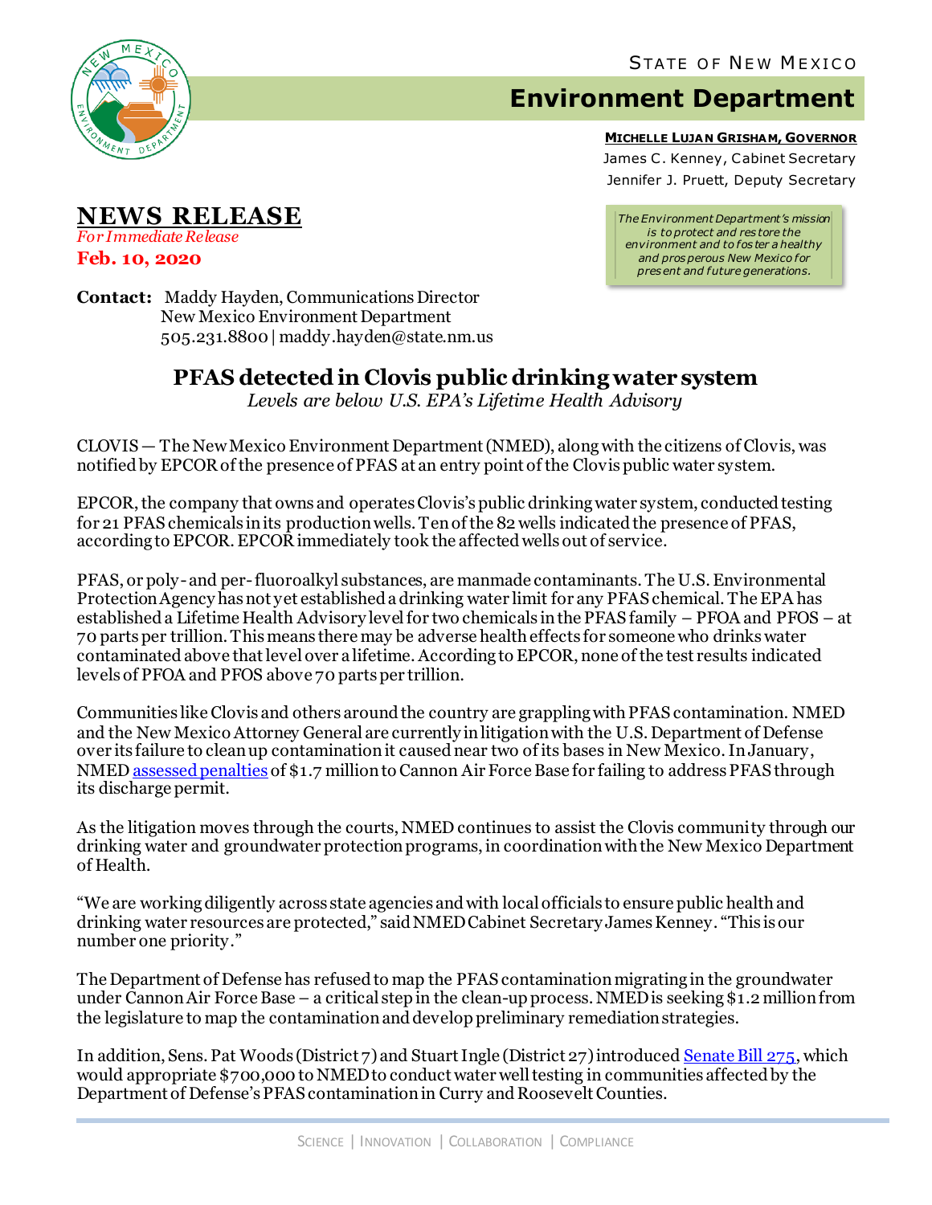STATE OF NEW MEXICO

# Environment Department

**MICHELLE LUJAN GRISHAM, GOVERNOR**
James C. Kenney, Cabinet Secretary
Jennifer J. Pruett, Deputy Secretary

*The Environment Department's mission is to protect and restore the environment and to foster a healthy and prosperous New Mexico for present and future generations.*

## NEWS RELEASE

*For Immediate Release*
**Feb. 10, 2020**

**Contact:** Maddy Hayden, Communications Director
New Mexico Environment Department
505.231.8800 | maddy.hayden@state.nm.us

## PFAS detected in Clovis public drinking water system

*Levels are below U.S. EPA's Lifetime Health Advisory*

CLOVIS — The New Mexico Environment Department (NMED), along with the citizens of Clovis, was notified by EPCOR of the presence of PFAS at an entry point of the Clovis public water system.

EPCOR, the company that owns and operates Clovis's public drinking water system, conducted testing for 21 PFAS chemicals in its production wells. Ten of the 82 wells indicated the presence of PFAS, according to EPCOR. EPCOR immediately took the affected wells out of service.

PFAS, or poly- and per-fluoroalkyl substances, are manmade contaminants. The U.S. Environmental Protection Agency has not yet established a drinking water limit for any PFAS chemical. The EPA has established a Lifetime Health Advisory level for two chemicals in the PFAS family – PFOA and PFOS – at 70 parts per trillion. This means there may be adverse health effects for someone who drinks water contaminated above that level over a lifetime. According to EPCOR, none of the test results indicated levels of PFOA and PFOS above 70 parts per trillion.

Communities like Clovis and others around the country are grappling with PFAS contamination. NMED and the New Mexico Attorney General are currently in litigation with the U.S. Department of Defense over its failure to clean up contamination it caused near two of its bases in New Mexico. In January, NMED assessed penalties of $1.7 million to Cannon Air Force Base for failing to address PFAS through its discharge permit.

As the litigation moves through the courts, NMED continues to assist the Clovis community through our drinking water and groundwater protection programs, in coordination with the New Mexico Department of Health.

"We are working diligently across state agencies and with local officials to ensure public health and drinking water resources are protected," said NMED Cabinet Secretary James Kenney. "This is our number one priority."

The Department of Defense has refused to map the PFAS contamination migrating in the groundwater under Cannon Air Force Base – a critical step in the clean-up process. NMED is seeking $1.2 million from the legislature to map the contamination and develop preliminary remediation strategies.

In addition, Sens. Pat Woods (District 7) and Stuart Ingle (District 27) introduced Senate Bill 275, which would appropriate $700,000 to NMED to conduct water well testing in communities affected by the Department of Defense's PFAS contamination in Curry and Roosevelt Counties.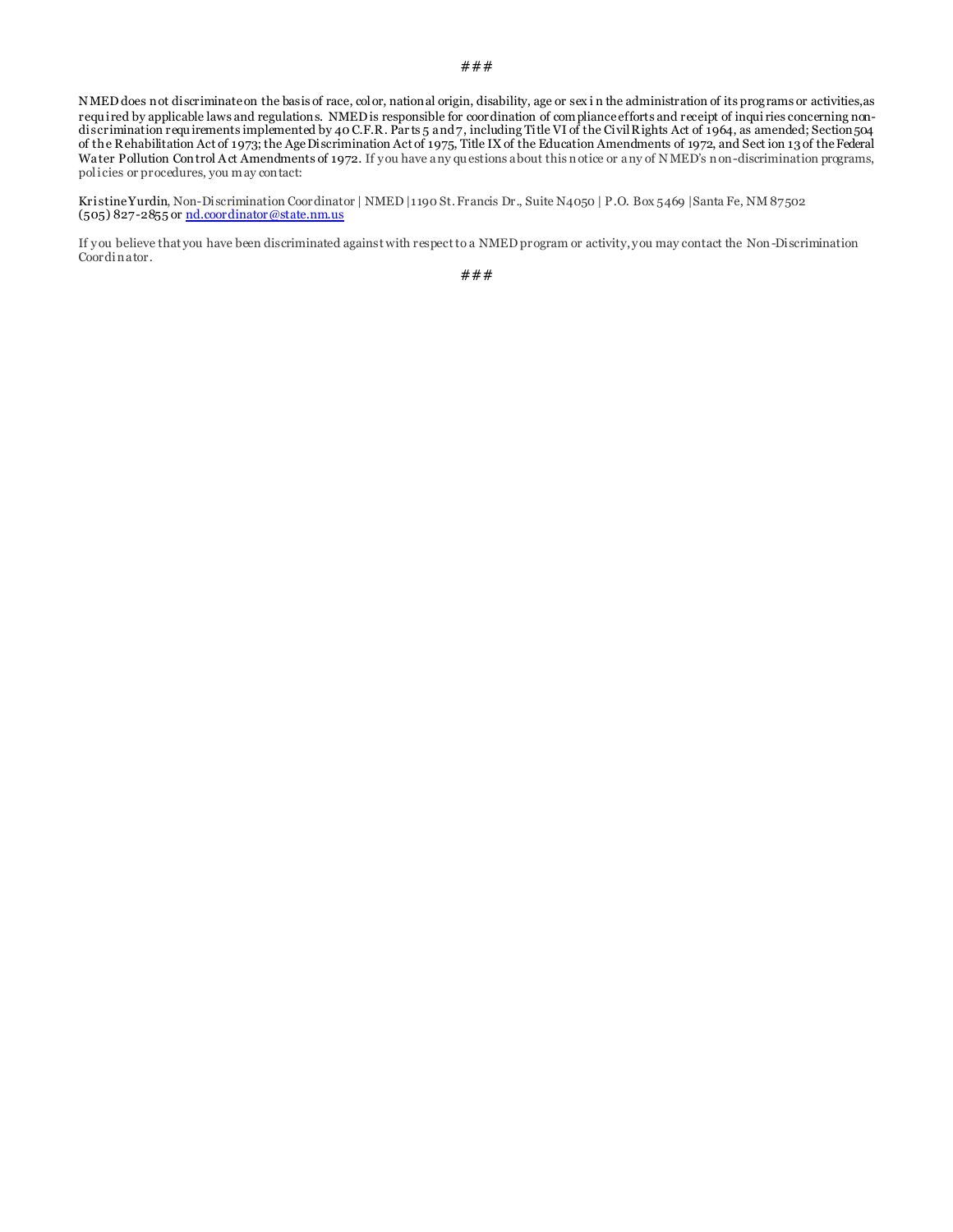###

NMED does not discriminate on the basis of race, color, national origin, disability, age or sex in the administration of its programs or activities, as required by applicable laws and regulations. NMED is responsible for coordination of compliance efforts and receipt of inquiries concerning non-discrimination requirements implemented by 40 C.F.R. Parts 5 and 7, including Title VI of the Civil Rights Act of 1964, as amended; Section 504 of the Rehabilitation Act of 1973; the Age Discrimination Act of 1975, Title IX of the Education Amendments of 1972, and Section 13 of the Federal Water Pollution Control Act Amendments of 1972. If you have any questions about this notice or any of NMED's non-discrimination programs, policies or procedures, you may contact:

Kristine Yurdin, Non-Discrimination Coordinator | NMED | 1190 St. Francis Dr., Suite N4050 | P.O. Box 5469 | Santa Fe, NM 87502
(505) 827-2855 or nd.coordinator@state.nm.us

If you believe that you have been discriminated against with respect to a NMED program or activity, you may contact the Non-Discrimination Coordinator.

###